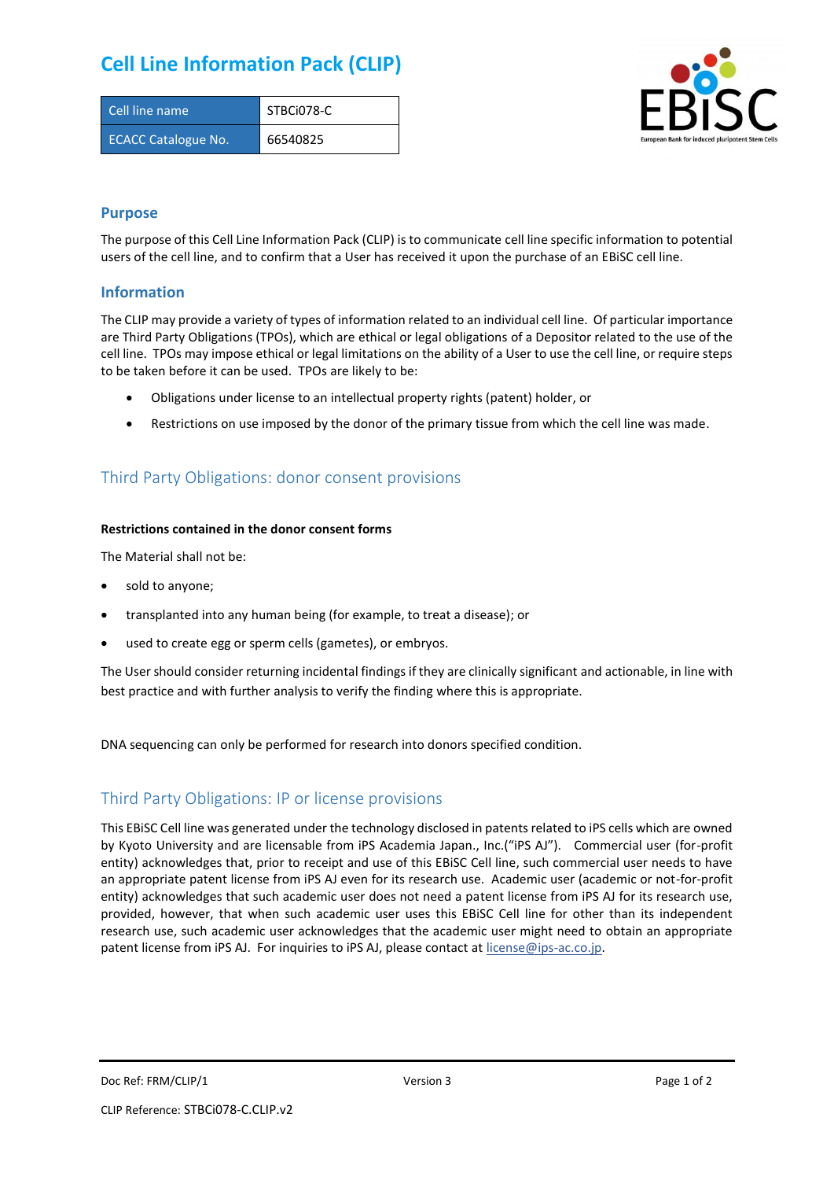# Cell Line Information Pack (CLIP)

| Cell line name | STBCi078-C |
|---|---|
| ECACC Catalogue No. | 66540825 |

## Purpose

The purpose of this Cell Line Information Pack (CLIP) is to communicate cell line specific information to potential users of the cell line, and to confirm that a User has received it upon the purchase of an EBiSC cell line.

## Information

The CLIP may provide a variety of types of information related to an individual cell line. Of particular importance are Third Party Obligations (TPOs), which are ethical or legal obligations of a Depositor related to the use of the cell line. TPOs may impose ethical or legal limitations on the ability of a User to use the cell line, or require steps to be taken before it can be used. TPOs are likely to be:

- Obligations under license to an intellectual property rights (patent) holder, or
- Restrictions on use imposed by the donor of the primary tissue from which the cell line was made.

## Third Party Obligations: donor consent provisions

**Restrictions contained in the donor consent forms**

The Material shall not be:

- sold to anyone;
- transplanted into any human being (for example, to treat a disease); or
- used to create egg or sperm cells (gametes), or embryos.

The User should consider returning incidental findings if they are clinically significant and actionable, in line with best practice and with further analysis to verify the finding where this is appropriate.

DNA sequencing can only be performed for research into donors specified condition.

## Third Party Obligations: IP or license provisions

This EBiSC Cell line was generated under the technology disclosed in patents related to iPS cells which are owned by Kyoto University and are licensable from iPS Academia Japan., Inc.("iPS AJ"). Commercial user (for-profit entity) acknowledges that, prior to receipt and use of this EBiSC Cell line, such commercial user needs to have an appropriate patent license from iPS AJ even for its research use. Academic user (academic or not-for-profit entity) acknowledges that such academic user does not need a patent license from iPS AJ for its research use, provided, however, that when such academic user uses this EBiSC Cell line for other than its independent research use, such academic user acknowledges that the academic user might need to obtain an appropriate patent license from iPS AJ. For inquiries to iPS AJ, please contact at license@ips-ac.co.jp.

Doc Ref: FRM/CLIP/1 | Version 3

CLIP Reference: STBCi078-C.CLIP.v2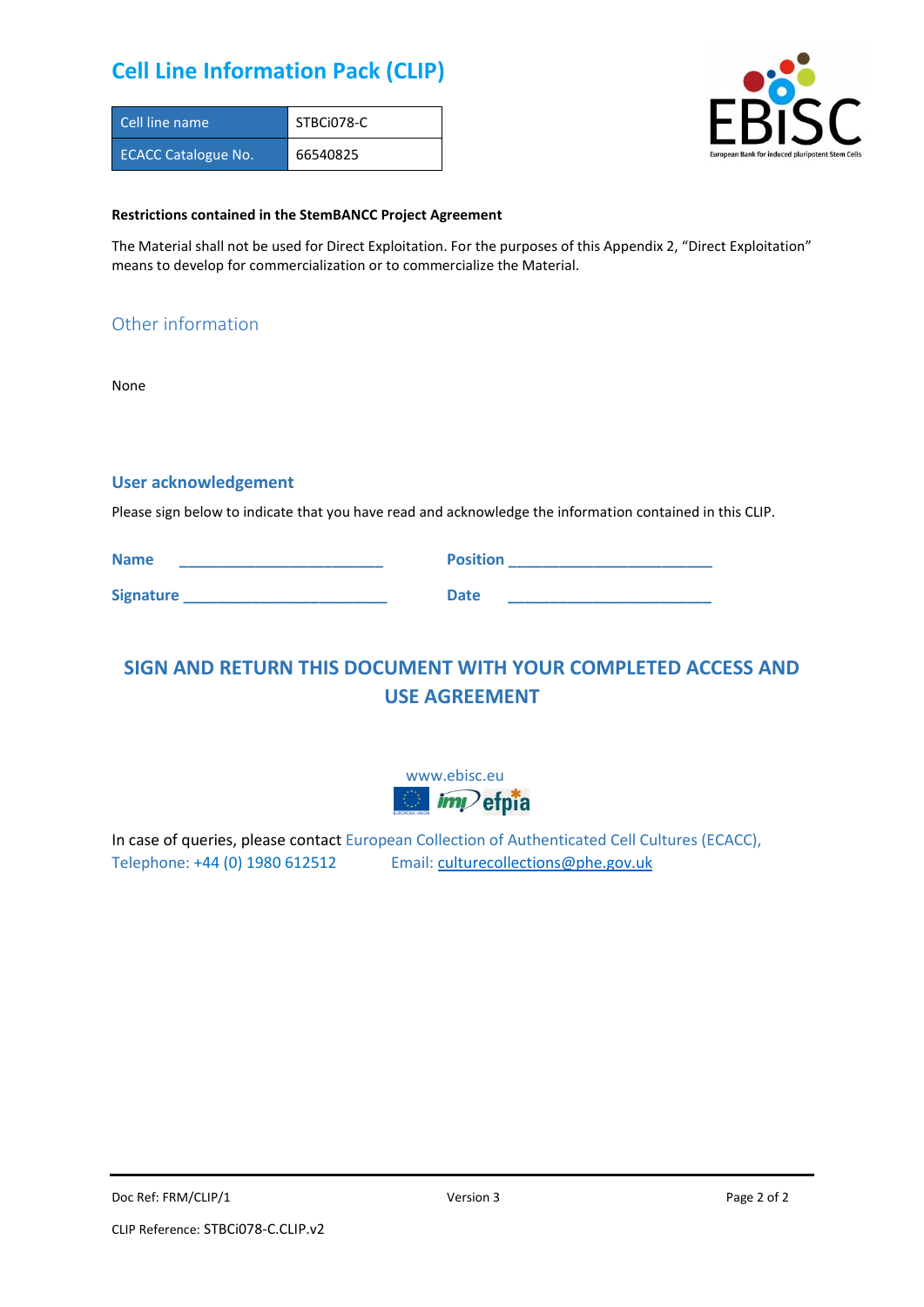# Cell Line Information Pack (CLIP)

| | |
|---|---|
| Cell line name | STBCi078-C |
| ECACC Catalogue No. | 66540825 |

**Restrictions contained in the StemBANCC Project Agreement**

The Material shall not be used for Direct Exploitation. For the purposes of this Appendix 2, "Direct Exploitation" means to develop for commercialization or to commercialize the Material.

## Other information

None

## User acknowledgement

Please sign below to indicate that you have read and acknowledge the information contained in this CLIP.

**Name** ________________________ **Position** ________________________

**Signature** ________________________ **Date** ________________________

**SIGN AND RETURN THIS DOCUMENT WITH YOUR COMPLETED ACCESS AND USE AGREEMENT**

www.ebisc.eu

In case of queries, please contact European Collection of Authenticated Cell Cultures (ECACC), Telephone: +44 (0) 1980 612512 Email: culturecollections@phe.gov.uk

Doc Ref: FRM/CLIP/1 Version 3

CLIP Reference: STBCi078-C.CLIP.v2